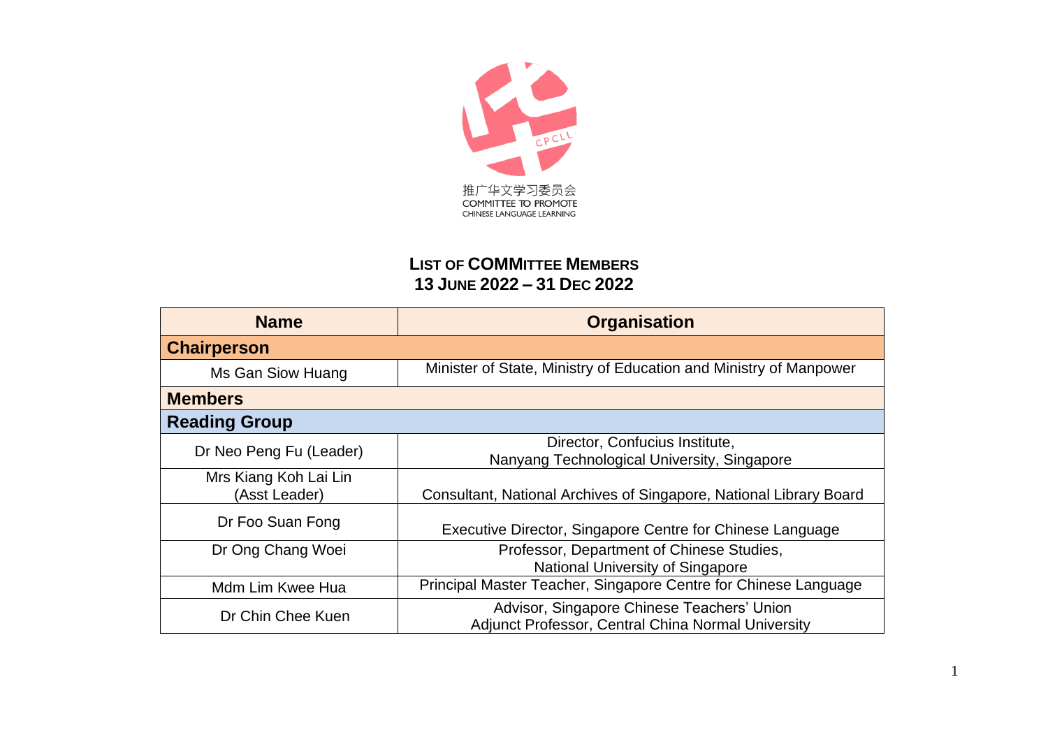推广华文学习委员会
COMMITTEE TO PROMOTE
CHINESE LANGUAGE LEARNING

# LIST OF COMMITTEE MEMBERS
## 13 JUNE 2022 – 31 DEC 2022

| Name | Organisation |
|---|---|
| **Chairperson** | |
| Ms Gan Siow Huang | Minister of State, Ministry of Education and Ministry of Manpower |
| **Members** | |
| **Reading Group** | |
| Dr Neo Peng Fu (Leader) | Director, Confucius Institute, Nanyang Technological University, Singapore |
| Mrs Kiang Koh Lai Lin (Asst Leader) | Consultant, National Archives of Singapore, National Library Board |
| Dr Foo Suan Fong | Executive Director, Singapore Centre for Chinese Language |
| Dr Ong Chang Woei | Professor, Department of Chinese Studies, National University of Singapore |
| Mdm Lim Kwee Hua | Principal Master Teacher, Singapore Centre for Chinese Language |
| Dr Chin Chee Kuen | Advisor, Singapore Chinese Teachers' Union<br>Adjunct Professor, Central China Normal University |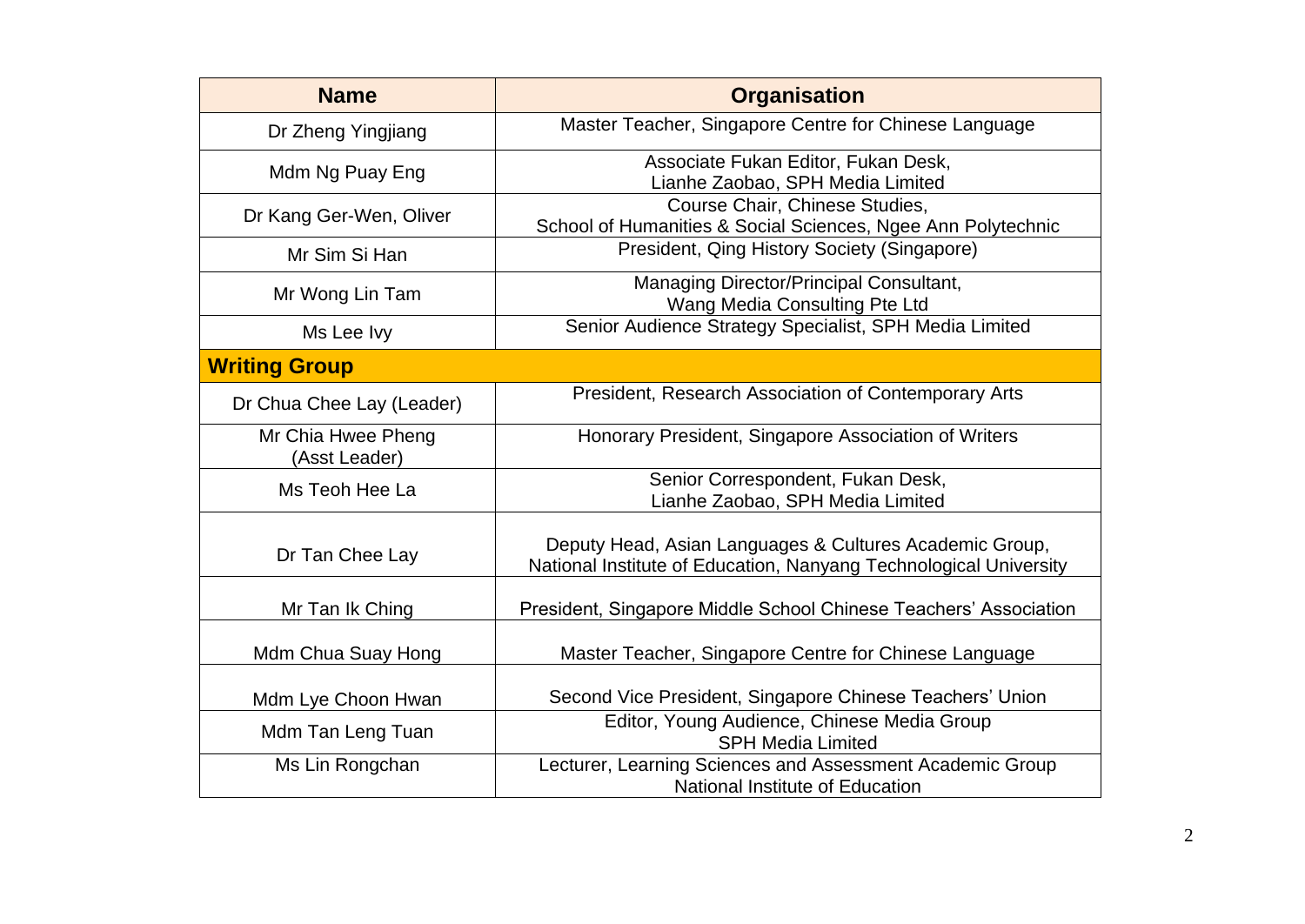| Name | Organisation |
| --- | --- |
| Dr Zheng Yingjiang | Master Teacher, Singapore Centre for Chinese Language |
| Mdm Ng Puay Eng | Associate Fukan Editor, Fukan Desk, Lianhe Zaobao, SPH Media Limited |
| Dr Kang Ger-Wen, Oliver | Course Chair, Chinese Studies, School of Humanities & Social Sciences, Ngee Ann Polytechnic |
| Mr Sim Si Han | President, Qing History Society (Singapore) |
| Mr Wong Lin Tam | Managing Director/Principal Consultant, Wang Media Consulting Pte Ltd |
| Ms Lee Ivy | Senior Audience Strategy Specialist, SPH Media Limited |
| **Writing Group** | |
| Dr Chua Chee Lay (Leader) | President, Research Association of Contemporary Arts |
| Mr Chia Hwee Pheng (Asst Leader) | Honorary President, Singapore Association of Writers |
| Ms Teoh Hee La | Senior Correspondent, Fukan Desk, Lianhe Zaobao, SPH Media Limited |
| Dr Tan Chee Lay | Deputy Head, Asian Languages & Cultures Academic Group, National Institute of Education, Nanyang Technological University |
| Mr Tan Ik Ching | President, Singapore Middle School Chinese Teachers' Association |
| Mdm Chua Suay Hong | Master Teacher, Singapore Centre for Chinese Language |
| Mdm Lye Choon Hwan | Second Vice President, Singapore Chinese Teachers' Union |
| Mdm Tan Leng Tuan | Editor, Young Audience, Chinese Media Group SPH Media Limited |
| Ms Lin Rongchan | Lecturer, Learning Sciences and Assessment Academic Group National Institute of Education |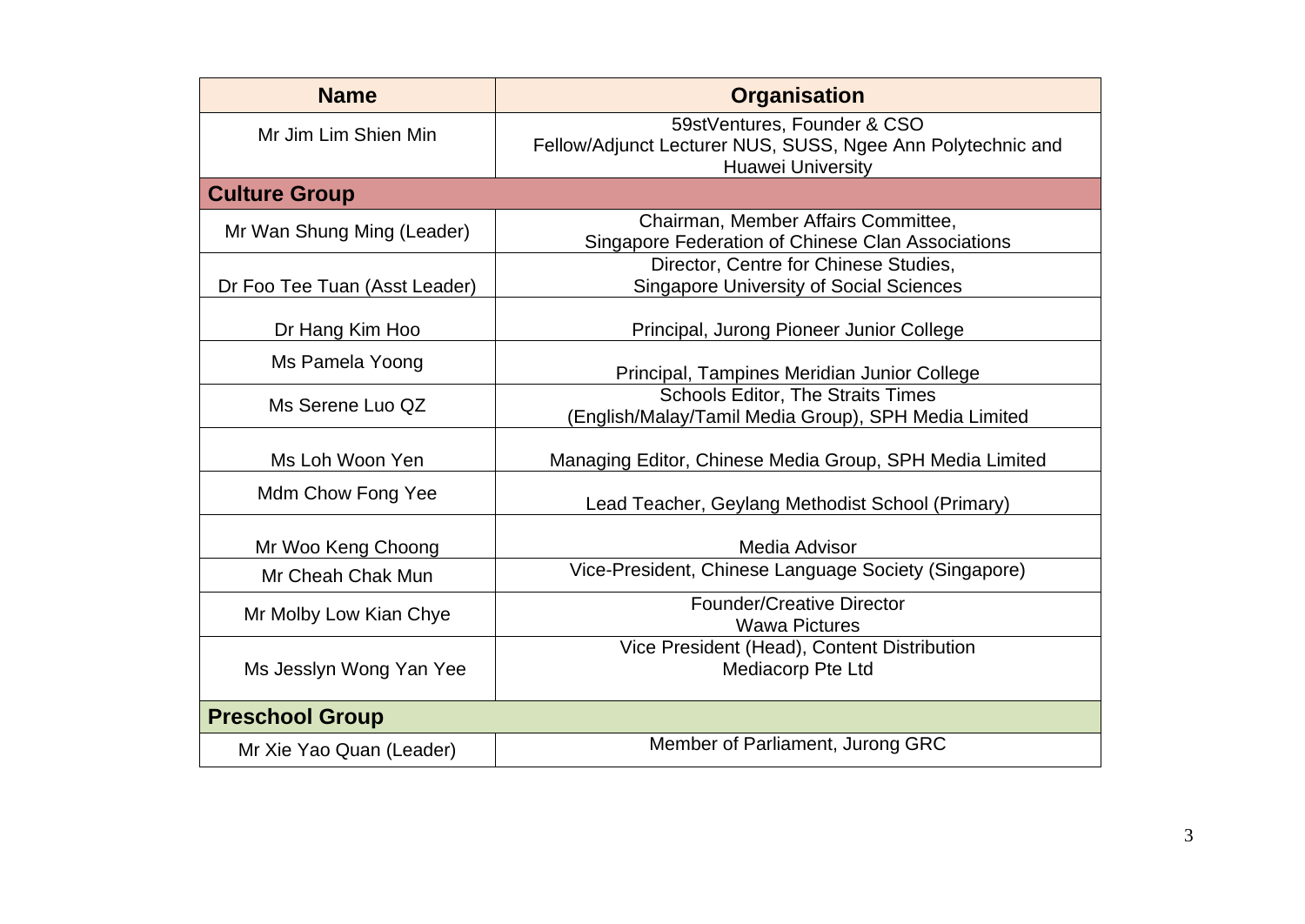| Name | Organisation |
| --- | --- |
| Mr Jim Lim Shien Min | 59stVentures, Founder & CSO<br>Fellow/Adjunct Lecturer NUS, SUSS, Ngee Ann Polytechnic and Huawei University |
| **Culture Group** | |
| Mr Wan Shung Ming (Leader) | Chairman, Member Affairs Committee,<br>Singapore Federation of Chinese Clan Associations |
| Dr Foo Tee Tuan (Asst Leader) | Director, Centre for Chinese Studies,<br>Singapore University of Social Sciences |
| Dr Hang Kim Hoo | Principal, Jurong Pioneer Junior College |
| Ms Pamela Yoong | Principal, Tampines Meridian Junior College |
| Ms Serene Luo QZ | Schools Editor, The Straits Times<br>(English/Malay/Tamil Media Group), SPH Media Limited |
| Ms Loh Woon Yen | Managing Editor, Chinese Media Group, SPH Media Limited |
| Mdm Chow Fong Yee | Lead Teacher, Geylang Methodist School (Primary) |
| Mr Woo Keng Choong | Media Advisor |
| Mr Cheah Chak Mun | Vice-President, Chinese Language Society (Singapore) |
| Mr Molby Low Kian Chye | Founder/Creative Director<br>Wawa Pictures |
| Ms Jesslyn Wong Yan Yee | Vice President (Head), Content Distribution<br>Mediacorp Pte Ltd |
| **Preschool Group** | |
| Mr Xie Yao Quan (Leader) | Member of Parliament, Jurong GRC |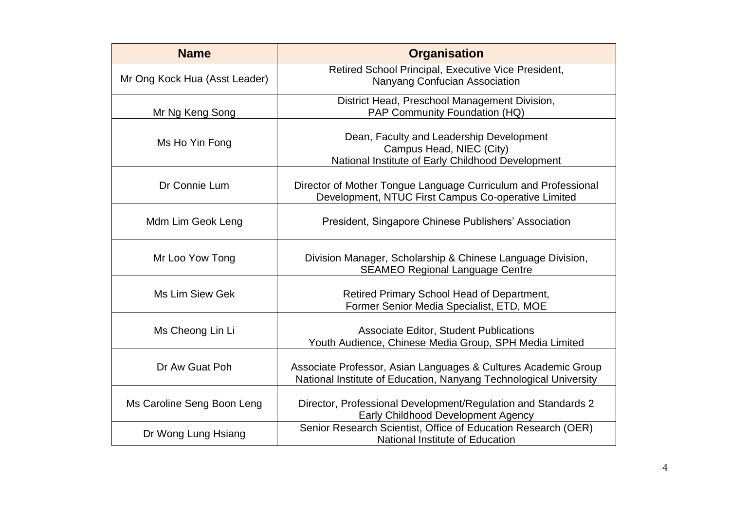| Name | Organisation |
| --- | --- |
| Mr Ong Kock Hua (Asst Leader) | Retired School Principal, Executive Vice President, Nanyang Confucian Association |
| Mr Ng Keng Song | District Head, Preschool Management Division, PAP Community Foundation (HQ) |
| Ms Ho Yin Fong | Dean, Faculty and Leadership Development Campus Head, NIEC (City) National Institute of Early Childhood Development |
| Dr Connie Lum | Director of Mother Tongue Language Curriculum and Professional Development, NTUC First Campus Co-operative Limited |
| Mdm Lim Geok Leng | President, Singapore Chinese Publishers' Association |
| Mr Loo Yow Tong | Division Manager, Scholarship & Chinese Language Division, SEAMEO Regional Language Centre |
| Ms Lim Siew Gek | Retired Primary School Head of Department, Former Senior Media Specialist, ETD, MOE |
| Ms Cheong Lin Li | Associate Editor, Student Publications Youth Audience, Chinese Media Group, SPH Media Limited |
| Dr Aw Guat Poh | Associate Professor, Asian Languages & Cultures Academic Group National Institute of Education, Nanyang Technological University |
| Ms Caroline Seng Boon Leng | Director, Professional Development/Regulation and Standards 2 Early Childhood Development Agency |
| Dr Wong Lung Hsiang | Senior Research Scientist, Office of Education Research (OER) National Institute of Education |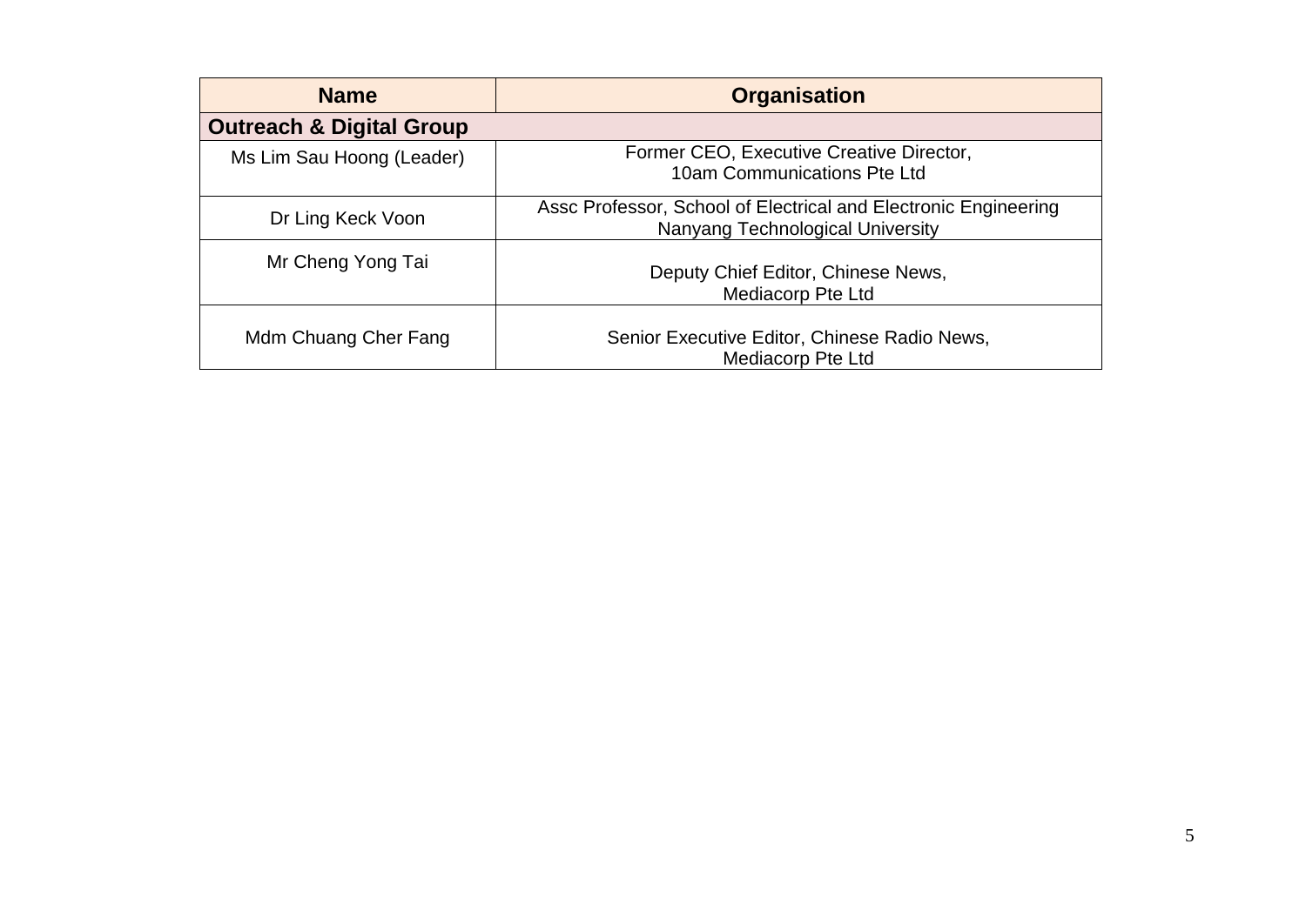| Name | Organisation |
| --- | --- |
| **Outreach & Digital Group** | |
| Ms Lim Sau Hoong (Leader) | Former CEO, Executive Creative Director, 10am Communications Pte Ltd |
| Dr Ling Keck Voon | Assc Professor, School of Electrical and Electronic Engineering Nanyang Technological University |
| Mr Cheng Yong Tai | Deputy Chief Editor, Chinese News, Mediacorp Pte Ltd |
| Mdm Chuang Cher Fang | Senior Executive Editor, Chinese Radio News, Mediacorp Pte Ltd |